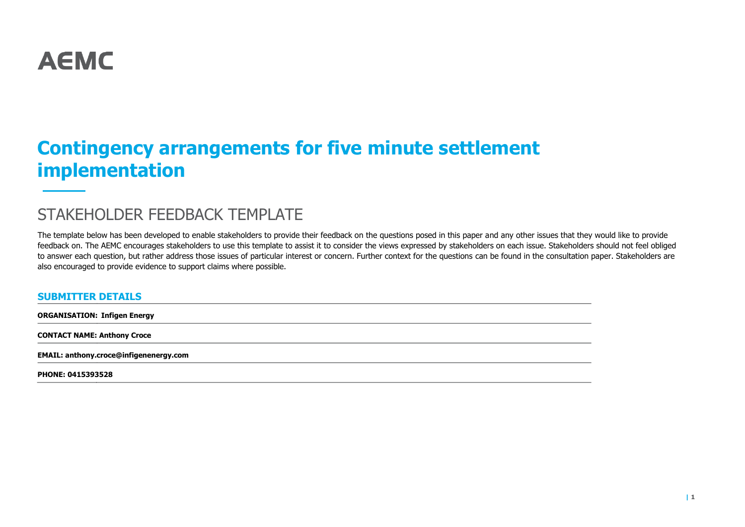AEMC

# Contingency arrangements for five minute settlement implementation

## STAKEHOLDER FEEDBACK TEMPLATE

The template below has been developed to enable stakeholders to provide their feedback on the questions posed in this paper and any other issues that they would like to provide feedback on. The AEMC encourages stakeholders to use this template to assist it to consider the views expressed by stakeholders on each issue. Stakeholders should not feel obliged to answer each question, but rather address those issues of particular interest or concern. Further context for the questions can be found in the consultation paper. Stakeholders are also encouraged to provide evidence to support claims where possible.

### SUBMITTER DETAILS

**ORGANISATION: Infigen Energy**

**CONTACT NAME: Anthony Croce**

**EMAIL: anthony.croce@infigenenergy.com**

**PHONE: 0415393528**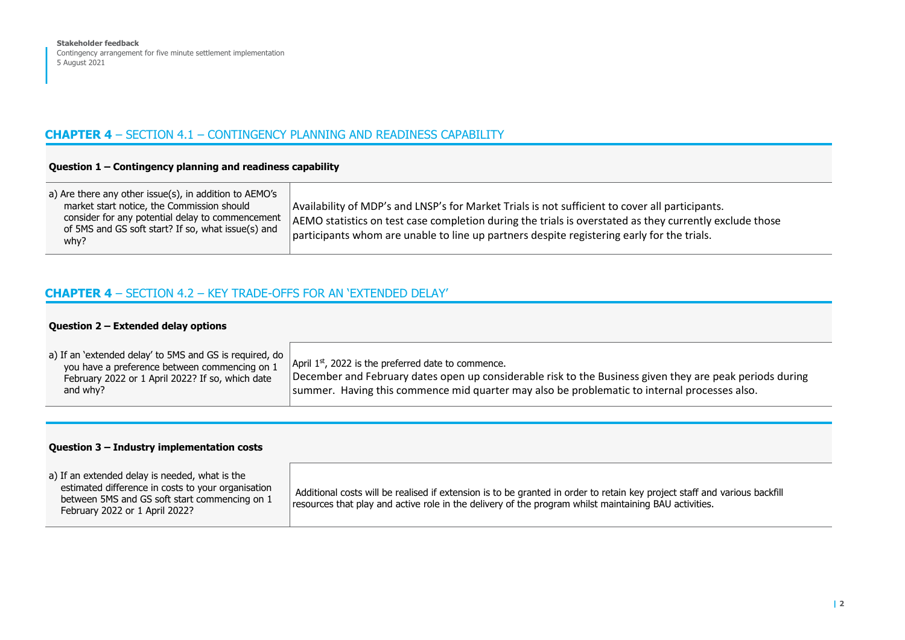## CHAPTER 4 – SECTION 4.1 – CONTINGENCY PLANNING AND READINESS CAPABILITY

| Question 1 – Contingency planning and readiness capability | |
|---|---|
| a) Are there any other issue(s), in addition to AEMO's market start notice, the Commission should consider for any potential delay to commencement of 5MS and GS soft start? If so, what issue(s) and why? | Availability of MDP's and LNSP's for Market Trials is not sufficient to cover all participants. AEMO statistics on test case completion during the trials is overstated as they currently exclude those participants whom are unable to line up partners despite registering early for the trials. |

## CHAPTER 4 – SECTION 4.2 – KEY TRADE-OFFS FOR AN 'EXTENDED DELAY'

| Question 2 – Extended delay options | |
|---|---|
| a) If an 'extended delay' to 5MS and GS is required, do you have a preference between commencing on 1 February 2022 or 1 April 2022? If so, which date and why? | April 1st, 2022 is the preferred date to commence. December and February dates open up considerable risk to the Business given they are peak periods during summer. Having this commence mid quarter may also be problematic to internal processes also. |

| Question 3 – Industry implementation costs | |
|---|---|
| a) If an extended delay is needed, what is the estimated difference in costs to your organisation between 5MS and GS soft start commencing on 1 February 2022 or 1 April 2022? | Additional costs will be realised if extension is to be granted in order to retain key project staff and various backfill resources that play and active role in the delivery of the program whilst maintaining BAU activities. |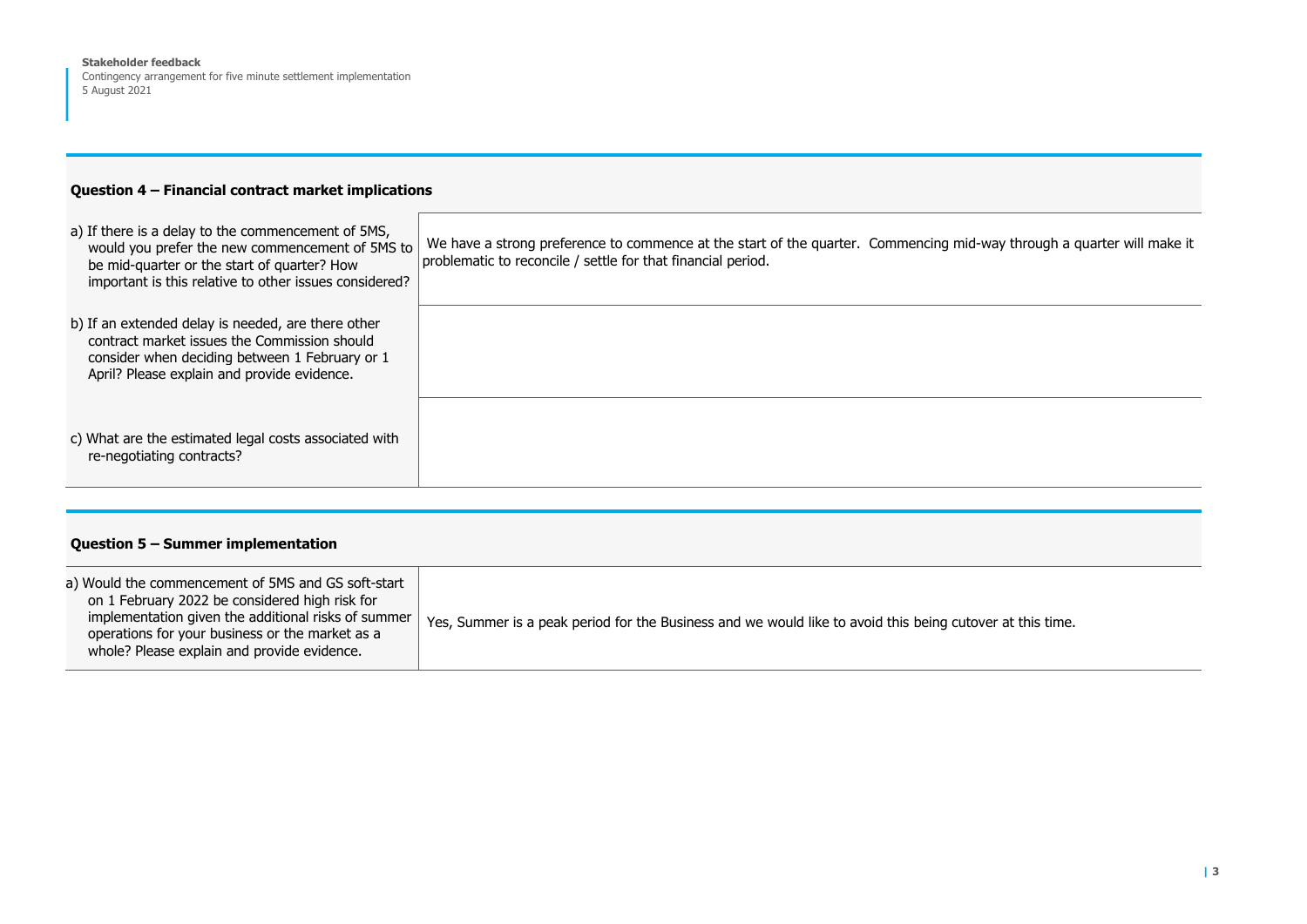## Question 4 – Financial contract market implications

| | |
|---|---|
| a) If there is a delay to the commencement of 5MS, would you prefer the new commencement of 5MS to be mid-quarter or the start of quarter? How important is this relative to other issues considered? | We have a strong preference to commence at the start of the quarter. Commencing mid-way through a quarter will make it problematic to reconcile / settle for that financial period. |
| b) If an extended delay is needed, are there other contract market issues the Commission should consider when deciding between 1 February or 1 April? Please explain and provide evidence. | |
| c) What are the estimated legal costs associated with re-negotiating contracts? | |

## Question 5 – Summer implementation

| | |
|---|---|
| a) Would the commencement of 5MS and GS soft-start on 1 February 2022 be considered high risk for implementation given the additional risks of summer operations for your business or the market as a whole? Please explain and provide evidence. | Yes, Summer is a peak period for the Business and we would like to avoid this being cutover at this time. |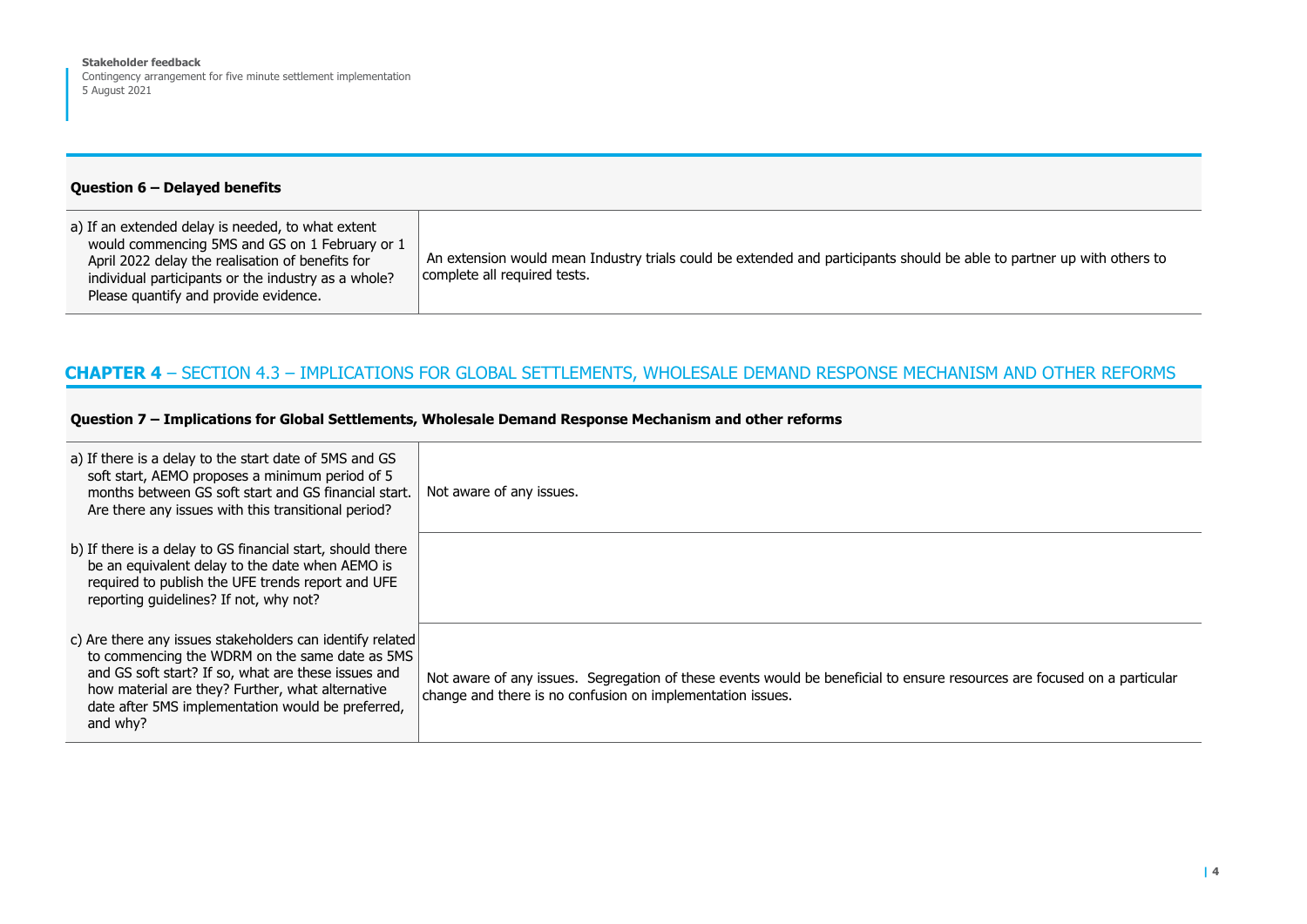| **Question 6 – Delayed benefits** | |
|---|---|
| a) If an extended delay is needed, to what extent would commencing 5MS and GS on 1 February or 1 April 2022 delay the realisation of benefits for individual participants or the industry as a whole? Please quantify and provide evidence. | An extension would mean Industry trials could be extended and participants should be able to partner up with others to complete all required tests. |

## **CHAPTER 4** – SECTION 4.3 – IMPLICATIONS FOR GLOBAL SETTLEMENTS, WHOLESALE DEMAND RESPONSE MECHANISM AND OTHER REFORMS

| **Question 7 – Implications for Global Settlements, Wholesale Demand Response Mechanism and other reforms** | |
|---|---|
| a) If there is a delay to the start date of 5MS and GS soft start, AEMO proposes a minimum period of 5 months between GS soft start and GS financial start. Are there any issues with this transitional period? | Not aware of any issues. |
| b) If there is a delay to GS financial start, should there be an equivalent delay to the date when AEMO is required to publish the UFE trends report and UFE reporting guidelines? If not, why not? | |
| c) Are there any issues stakeholders can identify related to commencing the WDRM on the same date as 5MS and GS soft start? If so, what are these issues and how material are they? Further, what alternative date after 5MS implementation would be preferred, and why? | Not aware of any issues. Segregation of these events would be beneficial to ensure resources are focused on a particular change and there is no confusion on implementation issues. |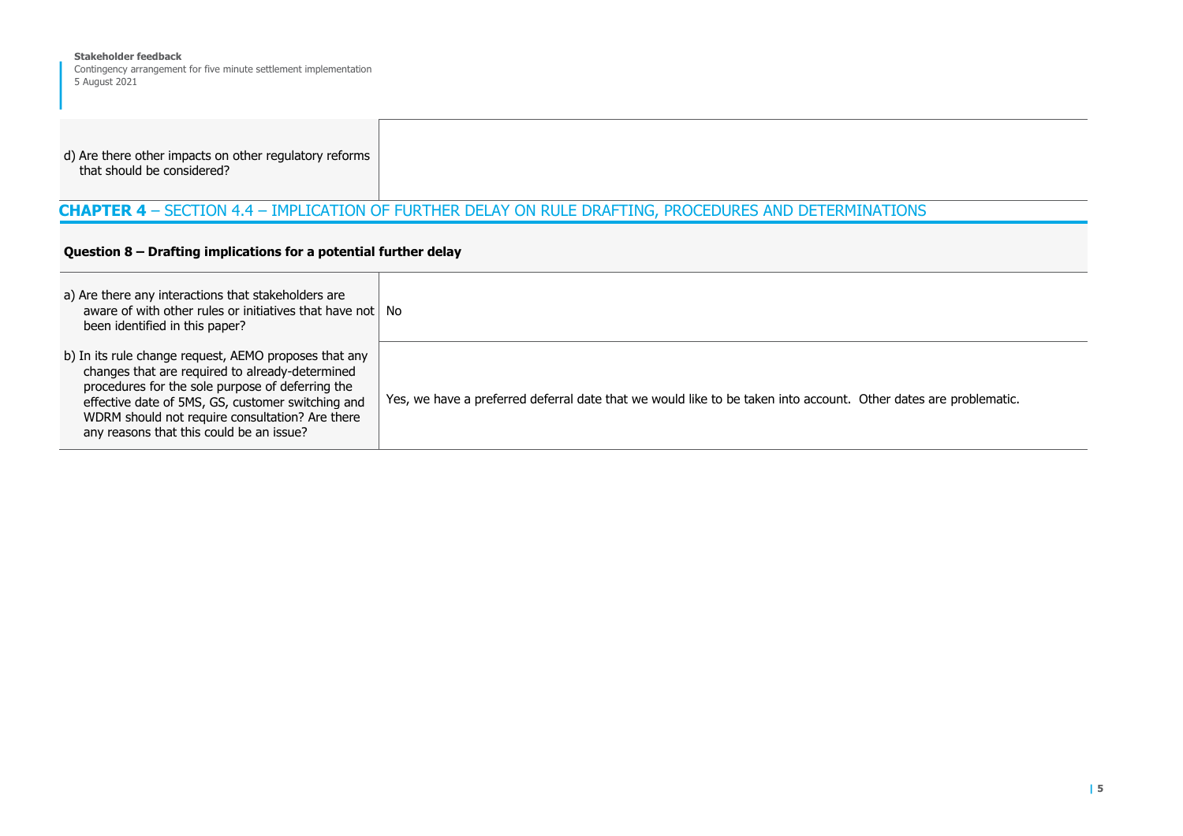| | |
|---|---|
| d) Are there other impacts on other regulatory reforms that should be considered? | |

## CHAPTER 4 – SECTION 4.4 – IMPLICATION OF FURTHER DELAY ON RULE DRAFTING, PROCEDURES AND DETERMINATIONS

**Question 8 – Drafting implications for a potential further delay**

| | |
|---|---|
| a) Are there any interactions that stakeholders are aware of with other rules or initiatives that have not been identified in this paper? | No |
| b) In its rule change request, AEMO proposes that any changes that are required to already-determined procedures for the sole purpose of deferring the effective date of 5MS, GS, customer switching and WDRM should not require consultation? Are there any reasons that this could be an issue? | Yes, we have a preferred deferral date that we would like to be taken into account. Other dates are problematic. |